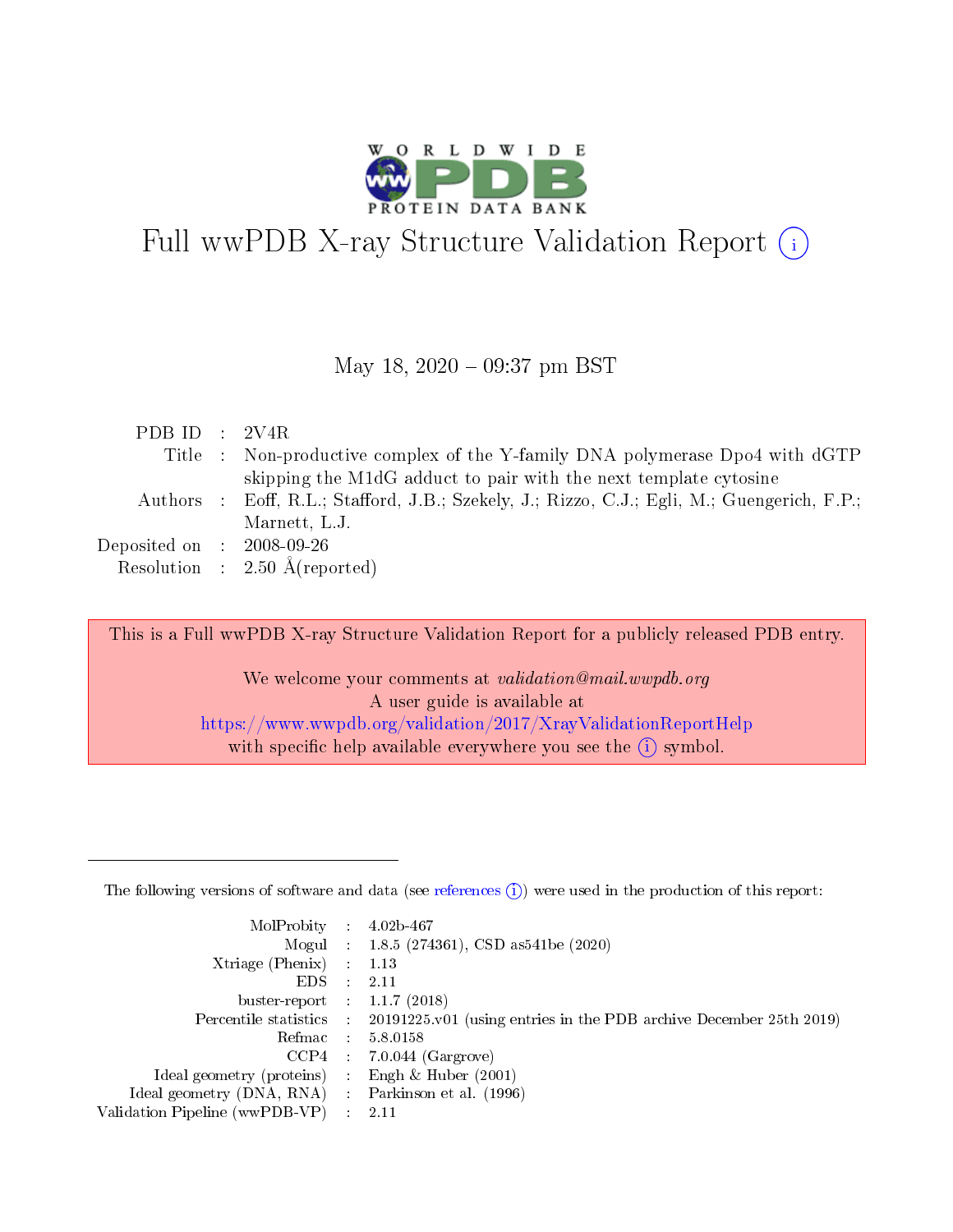# Full wwPDB X-ray Structure Validation Report (i)

May 18, 2020 – 09:37 pm BST

| | | |
|---|---|---|
| PDB ID | : | 2V4R |
| Title | : | Non-productive complex of the Y-family DNA polymerase Dpo4 with dGTP skipping the M1dG adduct to pair with the next template cytosine |
| Authors | : | Eoff, R.L.; Stafford, J.B.; Szekely, J.; Rizzo, C.J.; Egli, M.; Guengerich, F.P.; Marnett, L.J. |
| Deposited on | : | 2008-09-26 |
| Resolution | : | 2.50 Å(reported) |

This is a Full wwPDB X-ray Structure Validation Report for a publicly released PDB entry.

We welcome your comments at *validation@mail.wwpdb.org*
A user guide is available at
https://www.wwpdb.org/validation/2017/XrayValidationReportHelp
with specific help available everywhere you see the (i) symbol.

---

The following versions of software and data (see references (i)) were used in the production of this report:

| | | |
|---|---|---|
| MolProbity | : | 4.02b-467 |
| Mogul | : | 1.8.5 (274361), CSD as541be (2020) |
| Xtriage (Phenix) | : | 1.13 |
| EDS | : | 2.11 |
| buster-report | : | 1.1.7 (2018) |
| Percentile statistics | : | 20191225.v01 (using entries in the PDB archive December 25th 2019) |
| Refmac | : | 5.8.0158 |
| CCP4 | : | 7.0.044 (Gargrove) |
| Ideal geometry (proteins) | : | Engh & Huber (2001) |
| Ideal geometry (DNA, RNA) | : | Parkinson et al. (1996) |
| Validation Pipeline (wwPDB-VP) | : | 2.11 |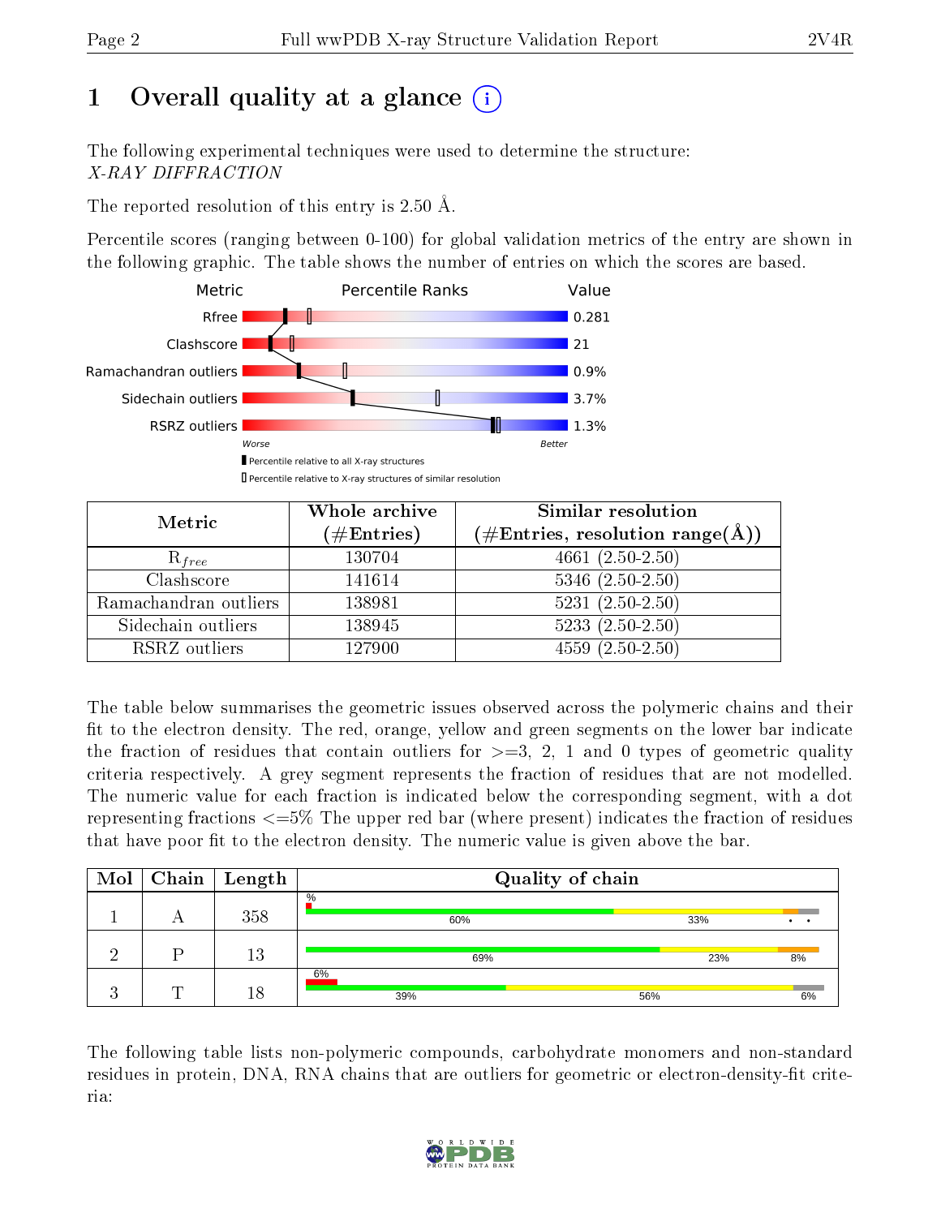# 1 Overall quality at a glance (i)

The following experimental techniques were used to determine the structure:
*X-RAY DIFFRACTION*

The reported resolution of this entry is 2.50 Å.

Percentile scores (ranging between 0-100) for global validation metrics of the entry are shown in the following graphic. The table shows the number of entries on which the scores are based.

| Metric | Value |
|---|---|
| Rfree | 0.281 |
| Clashscore | 21 |
| Ramachandran outliers | 0.9% |
| Sidechain outliers | 3.7% |
| RSRZ outliers | 1.3% |

Worse — Better

▮ Percentile relative to all X-ray structures
▯ Percentile relative to X-ray structures of similar resolution

| Metric | Whole archive (#Entries) | Similar resolution (#Entries, resolution range(Å)) |
|---|---|---|
| $R_{free}$ | 130704 | 4661 (2.50-2.50) |
| Clashscore | 141614 | 5346 (2.50-2.50) |
| Ramachandran outliers | 138981 | 5231 (2.50-2.50) |
| Sidechain outliers | 138945 | 5233 (2.50-2.50) |
| RSRZ outliers | 127900 | 4559 (2.50-2.50) |

The table below summarises the geometric issues observed across the polymeric chains and their fit to the electron density. The red, orange, yellow and green segments on the lower bar indicate the fraction of residues that contain outliers for >=3, 2, 1 and 0 types of geometric quality criteria respectively. A grey segment represents the fraction of residues that are not modelled. The numeric value for each fraction is indicated below the corresponding segment, with a dot representing fractions <=5% The upper red bar (where present) indicates the fraction of residues that have poor fit to the electron density. The numeric value is given above the bar.

| Mol | Chain | Length | Quality of chain |
|---|---|---|---|
| 1 | A | 358 | % ; 60% ; 33% ; • • |
| 2 | P | 13 | 69% ; 23% ; 8% |
| 3 | T | 18 | 6% ; 39% ; 56% ; 6% |

The following table lists non-polymeric compounds, carbohydrate monomers and non-standard residues in protein, DNA, RNA chains that are outliers for geometric or electron-density-fit criteria: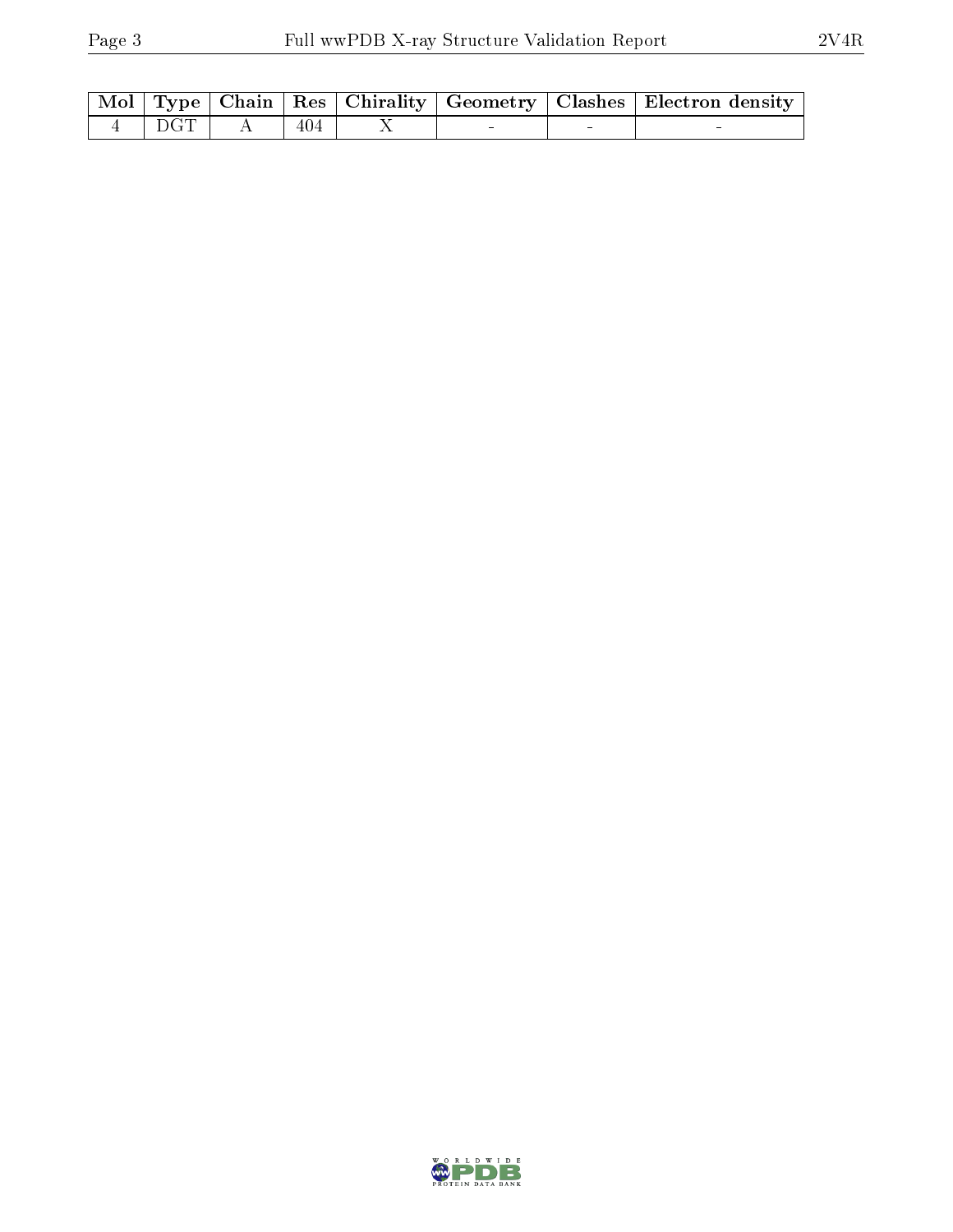| Mol | Type | Chain | Res | Chirality | Geometry | Clashes | Electron density |
|---|---|---|---|---|---|---|---|
| 4 | DGT | A | 404 | X | - | - | - |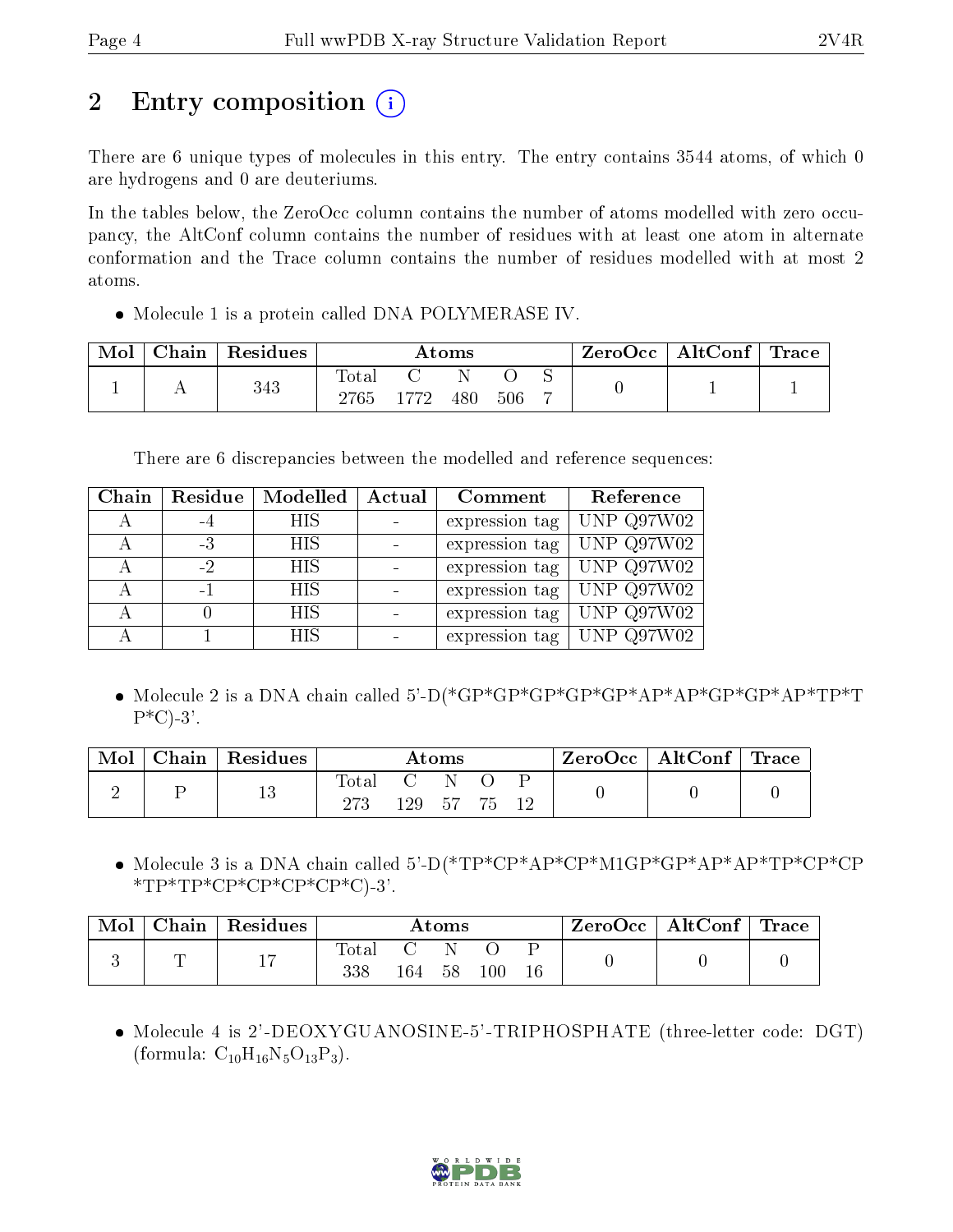# 2 Entry composition (i)

There are 6 unique types of molecules in this entry. The entry contains 3544 atoms, of which 0 are hydrogens and 0 are deuteriums.

In the tables below, the ZeroOcc column contains the number of atoms modelled with zero occupancy, the AltConf column contains the number of residues with at least one atom in alternate conformation and the Trace column contains the number of residues modelled with at most 2 atoms.

- Molecule 1 is a protein called DNA POLYMERASE IV.

| Mol | Chain | Residues | Atoms | | | | | ZeroOcc | AltConf | Trace |
|---|---|---|---|---|---|---|---|---|---|---|
| 1 | A | 343 | Total | C | N | O | S | 0 | 1 | 1 |
| | | | 2765 | 1772 | 480 | 506 | 7 | | | |

There are 6 discrepancies between the modelled and reference sequences:

| Chain | Residue | Modelled | Actual | Comment | Reference |
|---|---|---|---|---|---|
| A | -4 | HIS | - | expression tag | UNP Q97W02 |
| A | -3 | HIS | - | expression tag | UNP Q97W02 |
| A | -2 | HIS | - | expression tag | UNP Q97W02 |
| A | -1 | HIS | - | expression tag | UNP Q97W02 |
| A | 0 | HIS | - | expression tag | UNP Q97W02 |
| A | 1 | HIS | - | expression tag | UNP Q97W02 |

- Molecule 2 is a DNA chain called 5'-D(*GP*GP*GP*GP*GP*AP*AP*GP*GP*AP*TP*TP*C)-3'.

| Mol | Chain | Residues | Atoms | | | | | ZeroOcc | AltConf | Trace |
|---|---|---|---|---|---|---|---|---|---|---|
| 2 | P | 13 | Total | C | N | O | P | 0 | 0 | 0 |
| | | | 273 | 129 | 57 | 75 | 12 | | | |

- Molecule 3 is a DNA chain called 5'-D(*TP*CP*AP*CP*M1GP*GP*AP*AP*TP*CP*CP*TP*TP*CP*CP*CP*CP*C)-3'.

| Mol | Chain | Residues | Atoms | | | | | ZeroOcc | AltConf | Trace |
|---|---|---|---|---|---|---|---|---|---|---|
| 3 | T | 17 | Total | C | N | O | P | 0 | 0 | 0 |
| | | | 338 | 164 | 58 | 100 | 16 | | | |

- Molecule 4 is 2'-DEOXYGUANOSINE-5'-TRIPHOSPHATE (three-letter code: DGT) (formula: $C_{10}H_{16}N_5O_{13}P_3$).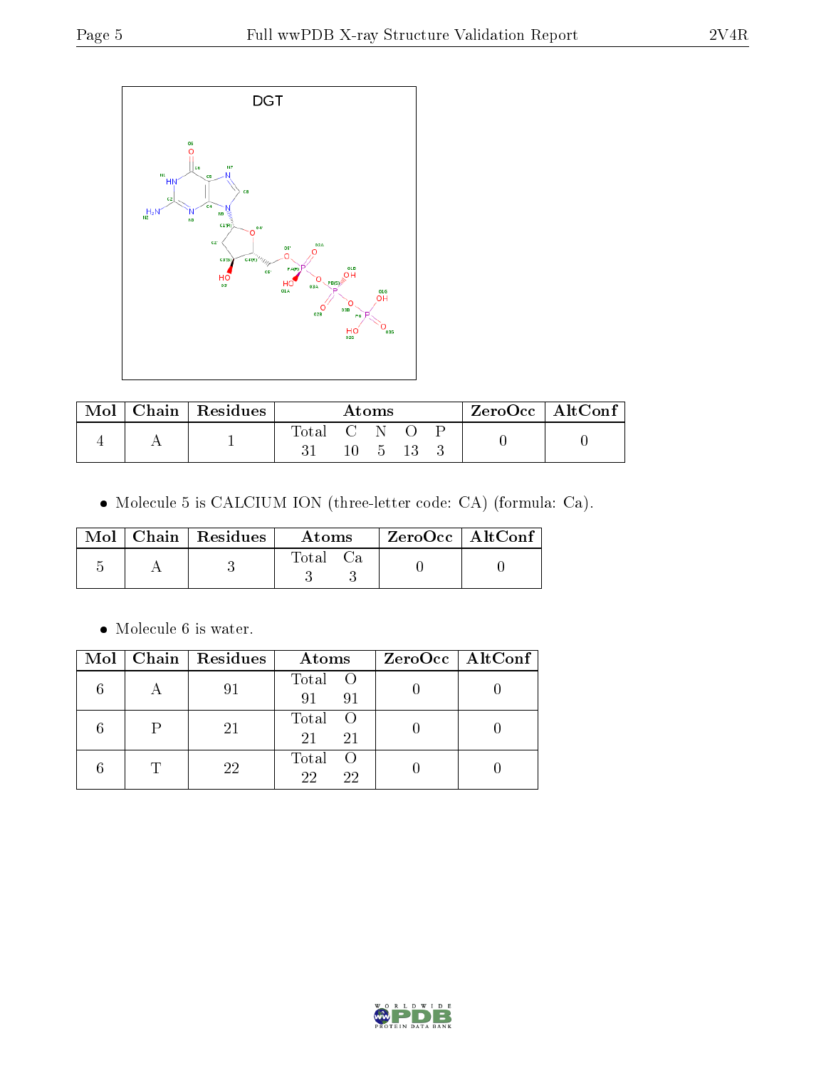DGT

| Mol | Chain | Residues | Atoms | | | | | ZeroOcc | AltConf |
|---|---|---|---|---|---|---|---|---|---|
| | | | Total | C | N | O | P | | |
| 4 | A | 1 | 31 | 10 | 5 | 13 | 3 | 0 | 0 |

- Molecule 5 is CALCIUM ION (three-letter code: CA) (formula: Ca).

| Mol | Chain | Residues | Atoms | | ZeroOcc | AltConf |
|---|---|---|---|---|---|---|
| | | | Total | Ca | | |
| 5 | A | 3 | 3 | 3 | 0 | 0 |

- Molecule 6 is water.

| Mol | Chain | Residues | Atoms | | ZeroOcc | AltConf |
|---|---|---|---|---|---|---|
| | | | Total | O | | |
| 6 | A | 91 | 91 | 91 | 0 | 0 |
| 6 | P | 21 | 21 | 21 | 0 | 0 |
| 6 | T | 22 | 22 | 22 | 0 | 0 |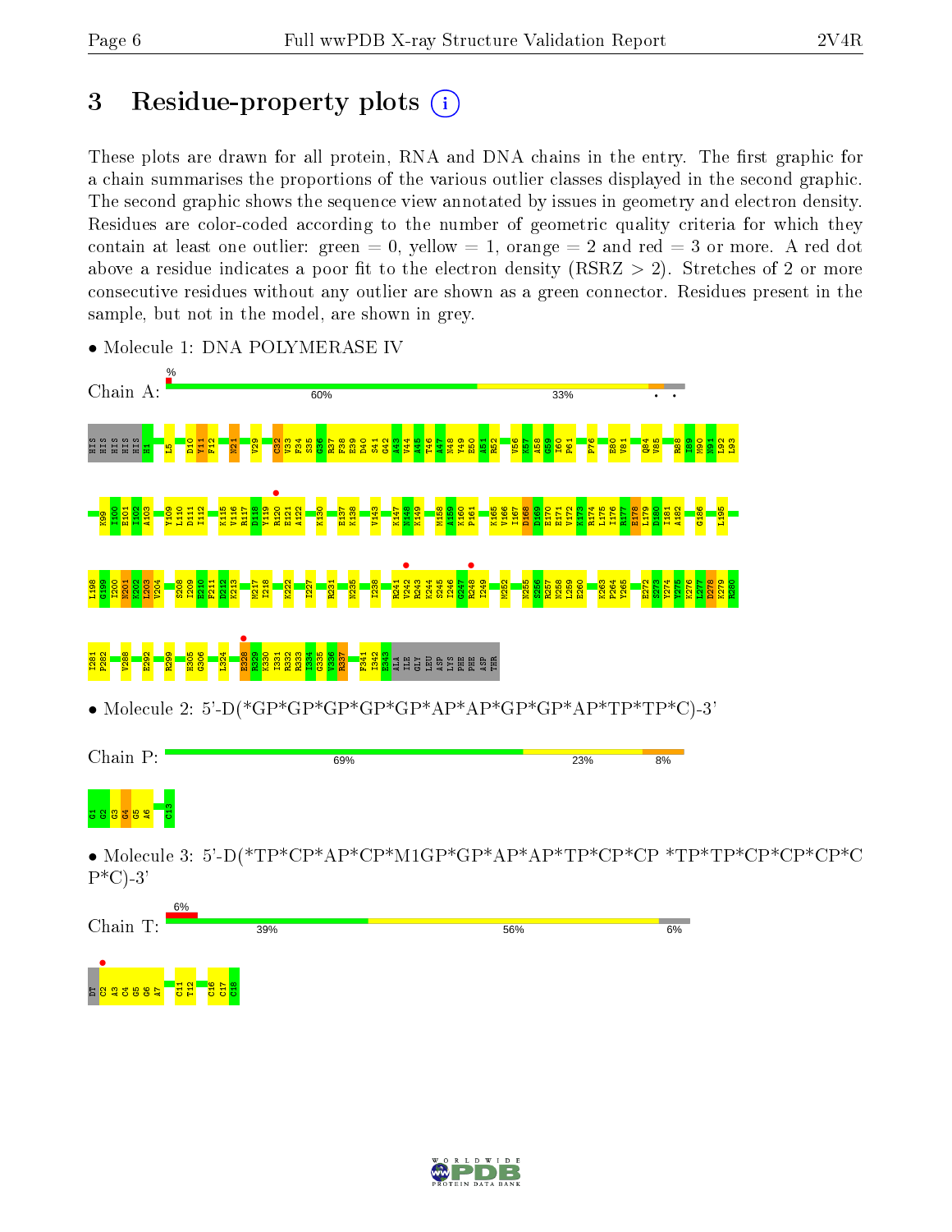# 3 Residue-property plots

These plots are drawn for all protein, RNA and DNA chains in the entry. The first graphic for a chain summarises the proportions of the various outlier classes displayed in the second graphic. The second graphic shows the sequence view annotated by issues in geometry and electron density. Residues are color-coded according to the number of geometric quality criteria for which they contain at least one outlier: green = 0, yellow = 1, orange = 2 and red = 3 or more. A red dot above a residue indicates a poor fit to the electron density (RSRZ > 2). Stretches of 2 or more consecutive residues without any outlier are shown as a green connector. Residues present in the sample, but not in the model, are shown in grey.

- Molecule 1: DNA POLYMERASE IV

Chain A: % 60% 33%

HIS HIS HIS HIS HIS HIS H1 L5 D10 Y11 F12 N21 V29 C32 V33 F34 S35 G36 R37 F38 E39 D40 S41 G42 A43 V44 A45 T46 A47 N48 V49 E50 A51 R52 V56 K57 A58 G59 I60 P61 P76 E80 V81 Q84 V85 R88 K89 M90 N91 L92 L93 K99 I100 F101 I102 A103 Y109 L110 D111 I112 K115 V116 R117 D118 Y119 R120 E121 A122 K130 E137 K138 V143 K147 N148 K149 M158 A159 K160 P161 K165 V166 I167 D168 D169 E170 E171 V172 K173 R174 L175 I176 R177 E178 L179 D180 I181 A182 G186 L195 I198 G199 Y200 N201 K202 I203 V204 S208 I209 E210 F211 D212 K213 M217 I218 K222 I227 R231 N235 I238 R241 V242 R243 K244 S245 I246 G247 R248 I249 M252 N255 S256 R257 N258 L259 E260 K263 F264 Y265 E272 S273 Y274 Y275 K276 L277 D278 K279 R280 I281 P282 V288 E292 R299 H305 G306 L324 E328 R329 K330 I331 R332 R333 L334 G335 V336 R337 F341 I342 E343 ALA ILE GLY LEU ASP LYS PHE PHE ASP THR

- Molecule 2: 5'-D(*GP*GP*GP*GP*GP*AP*AP*GP*GP*AP*TP*TP*C)-3'

Chain P: 69% 23% 8%

G1 G2 G3 G4 G5 A6 C13

- Molecule 3: 5'-D(*TP*CP*AP*CP*M1GP*GP*AP*AP*TP*CP*CP *TP*TP*CP*CP*CP*CP*C)-3'

Chain T: 6% 39% 56% 6%

DT C2 A3 C4 G5 G6 A7 C11 T12 C16 C17 C18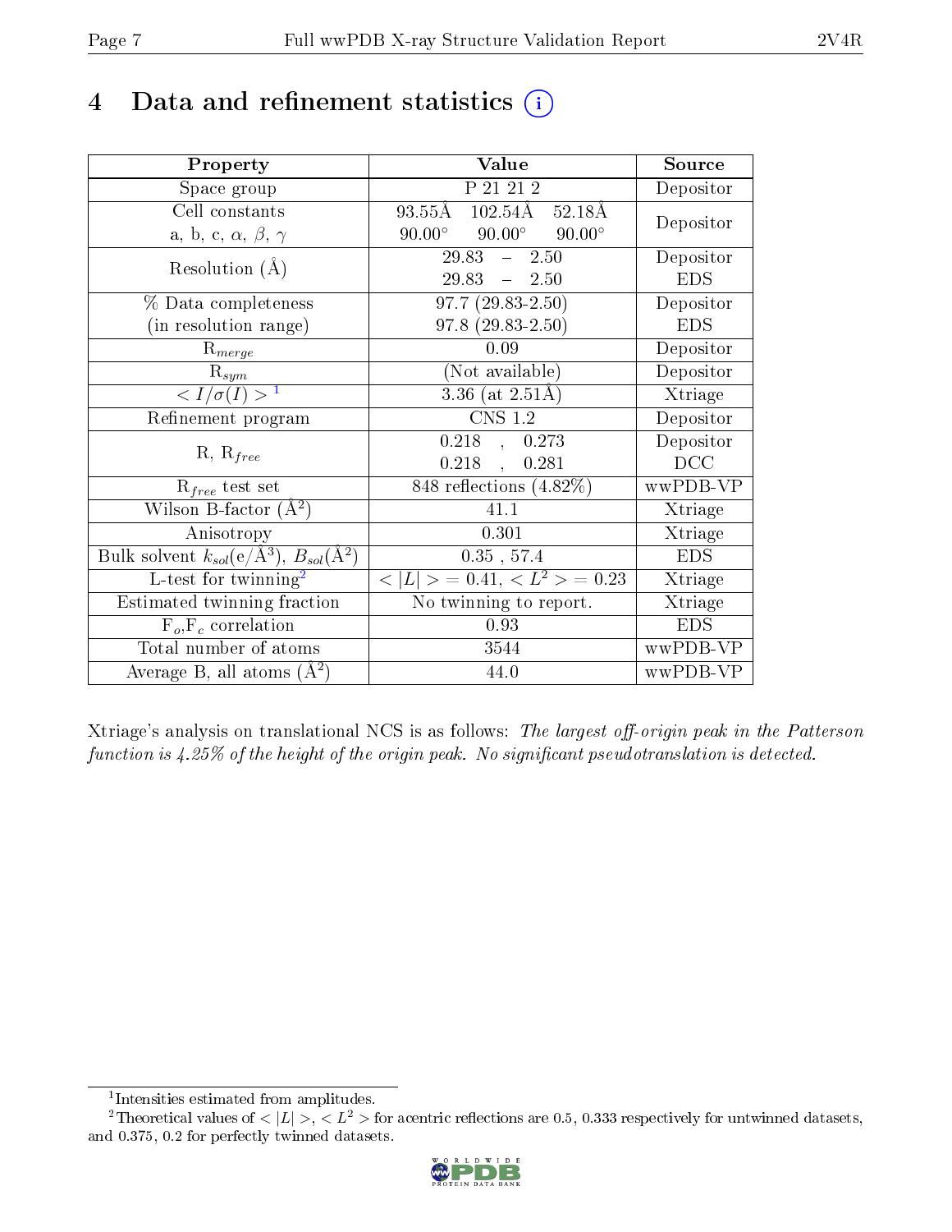# 4 Data and refinement statistics

| Property | Value | Source |
|---|---|---|
| Space group | P 21 21 2 | Depositor |
| Cell constants<br>a, b, c, $\alpha$, $\beta$, $\gamma$ | 93.55Å 102.54Å 52.18Å<br>90.00° 90.00° 90.00° | Depositor |
| Resolution (Å) | 29.83 – 2.50<br>29.83 – 2.50 | Depositor<br>EDS |
| % Data completeness<br>(in resolution range) | 97.7 (29.83-2.50)<br>97.8 (29.83-2.50) | Depositor<br>EDS |
| $R_{merge}$ | 0.09 | Depositor |
| $R_{sym}$ | (Not available) | Depositor |
| $< I/\sigma(I) >$ [1] | 3.36 (at 2.51Å) | Xtriage |
| Refinement program | CNS 1.2 | Depositor |
| R, $R_{free}$ | 0.218 , 0.273<br>0.218 , 0.281 | Depositor<br>DCC |
| $R_{free}$ test set | 848 reflections (4.82%) | wwPDB-VP |
| Wilson B-factor (Å$^2$) | 41.1 | Xtriage |
| Anisotropy | 0.301 | Xtriage |
| Bulk solvent $k_{sol}$(e/Å$^3$), $B_{sol}$(Å$^2$) | 0.35 , 57.4 | EDS |
| L-test for twinning[2] | $< \|L\| >$ = 0.41, $< L^2 >$ = 0.23 | Xtriage |
| Estimated twinning fraction | No twinning to report. | Xtriage |
| $F_o$,$F_c$ correlation | 0.93 | EDS |
| Total number of atoms | 3544 | wwPDB-VP |
| Average B, all atoms (Å$^2$) | 44.0 | wwPDB-VP |

Xtriage's analysis on translational NCS is as follows: *The largest off-origin peak in the Patterson function is 4.25% of the height of the origin peak. No significant pseudotranslation is detected.*

[1] Intensities estimated from amplitudes.

[2] Theoretical values of $< |L| >$, $< L^2 >$ for acentric reflections are 0.5, 0.333 respectively for untwinned datasets, and 0.375, 0.2 for perfectly twinned datasets.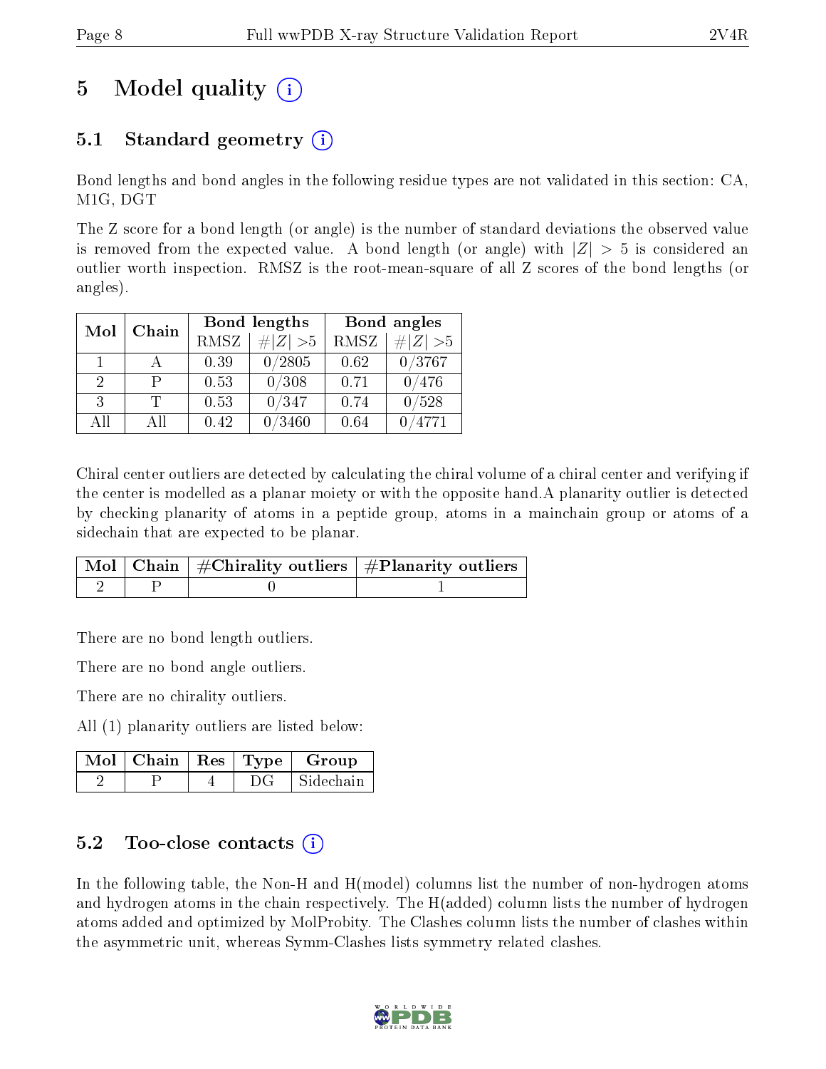# 5 Model quality (i)

## 5.1 Standard geometry (i)

Bond lengths and bond angles in the following residue types are not validated in this section: CA, M1G, DGT

The Z score for a bond length (or angle) is the number of standard deviations the observed value is removed from the expected value. A bond length (or angle) with $|Z| > 5$ is considered an outlier worth inspection. RMSZ is the root-mean-square of all Z scores of the bond lengths (or angles).

| Mol | Chain | Bond lengths | | Bond angles | |
|---|---|---|---|---|---|
| | | RMSZ | #\|Z\| >5 | RMSZ | #\|Z\| >5 |
| 1 | A | 0.39 | 0/2805 | 0.62 | 0/3767 |
| 2 | P | 0.53 | 0/308 | 0.71 | 0/476 |
| 3 | T | 0.53 | 0/347 | 0.74 | 0/528 |
| All | All | 0.42 | 0/3460 | 0.64 | 0/4771 |

Chiral center outliers are detected by calculating the chiral volume of a chiral center and verifying if the center is modelled as a planar moiety or with the opposite hand.A planarity outlier is detected by checking planarity of atoms in a peptide group, atoms in a mainchain group or atoms of a sidechain that are expected to be planar.

| Mol | Chain | #Chirality outliers | #Planarity outliers |
|---|---|---|---|
| 2 | P | 0 | 1 |

There are no bond length outliers.

There are no bond angle outliers.

There are no chirality outliers.

All (1) planarity outliers are listed below:

| Mol | Chain | Res | Type | Group |
|---|---|---|---|---|
| 2 | P | 4 | DG | Sidechain |

## 5.2 Too-close contacts (i)

In the following table, the Non-H and H(model) columns list the number of non-hydrogen atoms and hydrogen atoms in the chain respectively. The H(added) column lists the number of hydrogen atoms added and optimized by MolProbity. The Clashes column lists the number of clashes within the asymmetric unit, whereas Symm-Clashes lists symmetry related clashes.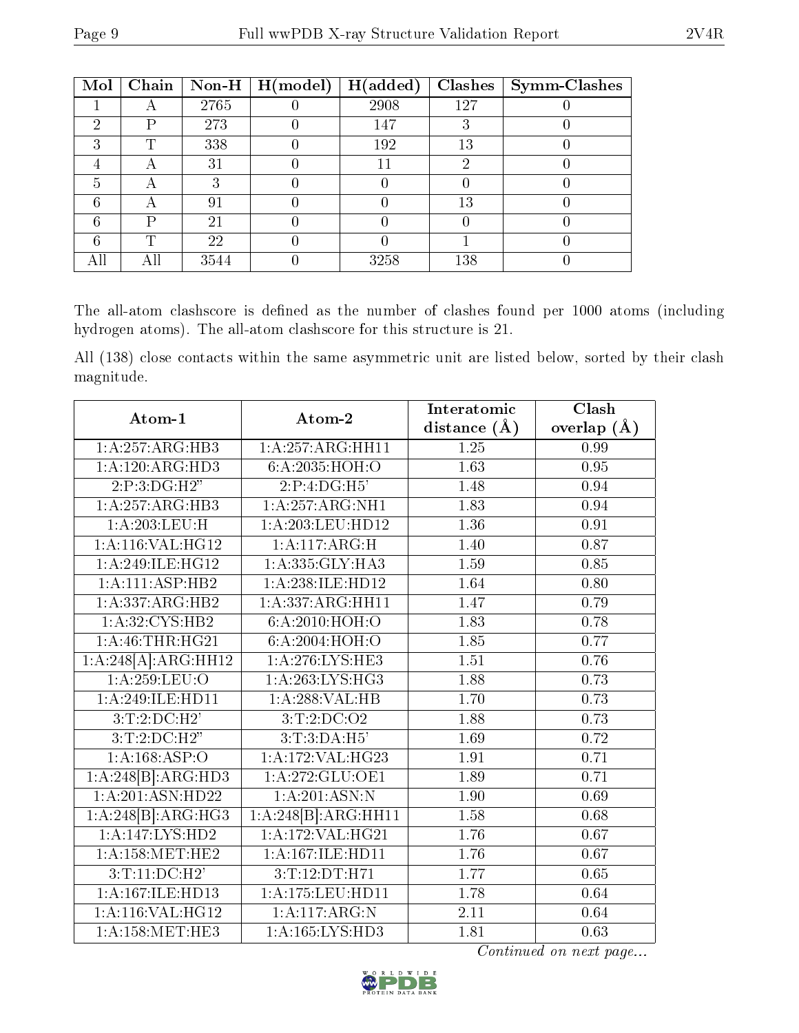| Mol | Chain | Non-H | H(model) | H(added) | Clashes | Symm-Clashes |
|---|---|---|---|---|---|---|
| 1 | A | 2765 | 0 | 2908 | 127 | 0 |
| 2 | P | 273 | 0 | 147 | 3 | 0 |
| 3 | T | 338 | 0 | 192 | 13 | 0 |
| 4 | A | 31 | 0 | 11 | 2 | 0 |
| 5 | A | 3 | 0 | 0 | 0 | 0 |
| 6 | A | 91 | 0 | 0 | 13 | 0 |
| 6 | P | 21 | 0 | 0 | 0 | 0 |
| 6 | T | 22 | 0 | 0 | 1 | 0 |
| All | All | 3544 | 0 | 3258 | 138 | 0 |

The all-atom clashscore is defined as the number of clashes found per 1000 atoms (including hydrogen atoms). The all-atom clashscore for this structure is 21.

All (138) close contacts within the same asymmetric unit are listed below, sorted by their clash magnitude.

| Atom-1 | Atom-2 | Interatomic distance (Å) | Clash overlap (Å) |
|---|---|---|---|
| 1:A:257:ARG:HB3 | 1:A:257:ARG:HH11 | 1.25 | 0.99 |
| 1:A:120:ARG:HD3 | 6:A:2035:HOH:O | 1.63 | 0.95 |
| 2:P:3:DG:H2" | 2:P:4:DG:H5' | 1.48 | 0.94 |
| 1:A:257:ARG:HB3 | 1:A:257:ARG:NH1 | 1.83 | 0.94 |
| 1:A:203:LEU:H | 1:A:203:LEU:HD12 | 1.36 | 0.91 |
| 1:A:116:VAL:HG12 | 1:A:117:ARG:H | 1.40 | 0.87 |
| 1:A:249:ILE:HG12 | 1:A:335:GLY:HA3 | 1.59 | 0.85 |
| 1:A:111:ASP:HB2 | 1:A:238:ILE:HD12 | 1.64 | 0.80 |
| 1:A:337:ARG:HB2 | 1:A:337:ARG:HH11 | 1.47 | 0.79 |
| 1:A:32:CYS:HB2 | 6:A:2010:HOH:O | 1.83 | 0.78 |
| 1:A:46:THR:HG21 | 6:A:2004:HOH:O | 1.85 | 0.77 |
| 1:A:248[A]:ARG:HH12 | 1:A:276:LYS:HE3 | 1.51 | 0.76 |
| 1:A:259:LEU:O | 1:A:263:LYS:HG3 | 1.88 | 0.73 |
| 1:A:249:ILE:HD11 | 1:A:288:VAL:HB | 1.70 | 0.73 |
| 3:T:2:DC:H2' | 3:T:2:DC:O2 | 1.88 | 0.73 |
| 3:T:2:DC:H2" | 3:T:3:DA:H5' | 1.69 | 0.72 |
| 1:A:168:ASP:O | 1:A:172:VAL:HG23 | 1.91 | 0.71 |
| 1:A:248[B]:ARG:HD3 | 1:A:272:GLU:OE1 | 1.89 | 0.71 |
| 1:A:201:ASN:HD22 | 1:A:201:ASN:N | 1.90 | 0.69 |
| 1:A:248[B]:ARG:HG3 | 1:A:248[B]:ARG:HH11 | 1.58 | 0.68 |
| 1:A:147:LYS:HD2 | 1:A:172:VAL:HG21 | 1.76 | 0.67 |
| 1:A:158:MET:HE2 | 1:A:167:ILE:HD11 | 1.76 | 0.67 |
| 3:T:11:DC:H2' | 3:T:12:DT:H71 | 1.77 | 0.65 |
| 1:A:167:ILE:HD13 | 1:A:175:LEU:HD11 | 1.78 | 0.64 |
| 1:A:116:VAL:HG12 | 1:A:117:ARG:N | 2.11 | 0.64 |
| 1:A:158:MET:HE3 | 1:A:165:LYS:HD3 | 1.81 | 0.63 |

*Continued on next page...*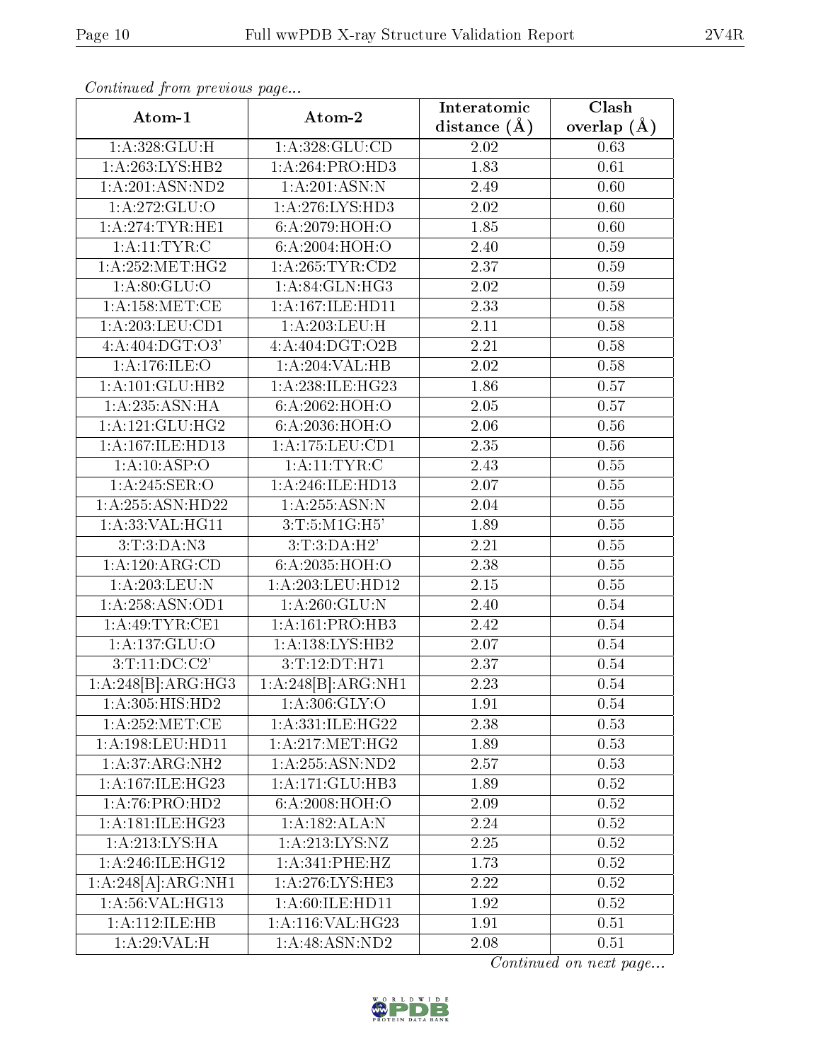*Continued from previous page...*

| Atom-1 | Atom-2 | Interatomic distance (Å) | Clash overlap (Å) |
| --- | --- | --- | --- |
| 1:A:328:GLU:H | 1:A:328:GLU:CD | 2.02 | 0.63 |
| 1:A:263:LYS:HB2 | 1:A:264:PRO:HD3 | 1.83 | 0.61 |
| 1:A:201:ASN:ND2 | 1:A:201:ASN:N | 2.49 | 0.60 |
| 1:A:272:GLU:O | 1:A:276:LYS:HD3 | 2.02 | 0.60 |
| 1:A:274:TYR:HE1 | 6:A:2079:HOH:O | 1.85 | 0.60 |
| 1:A:11:TYR:C | 6:A:2004:HOH:O | 2.40 | 0.59 |
| 1:A:252:MET:HG2 | 1:A:265:TYR:CD2 | 2.37 | 0.59 |
| 1:A:80:GLU:O | 1:A:84:GLN:HG3 | 2.02 | 0.59 |
| 1:A:158:MET:CE | 1:A:167:ILE:HD11 | 2.33 | 0.58 |
| 1:A:203:LEU:CD1 | 1:A:203:LEU:H | 2.11 | 0.58 |
| 4:A:404:DGT:O3' | 4:A:404:DGT:O2B | 2.21 | 0.58 |
| 1:A:176:ILE:O | 1:A:204:VAL:HB | 2.02 | 0.58 |
| 1:A:101:GLU:HB2 | 1:A:238:ILE:HG23 | 1.86 | 0.57 |
| 1:A:235:ASN:HA | 6:A:2062:HOH:O | 2.05 | 0.57 |
| 1:A:121:GLU:HG2 | 6:A:2036:HOH:O | 2.06 | 0.56 |
| 1:A:167:ILE:HD13 | 1:A:175:LEU:CD1 | 2.35 | 0.56 |
| 1:A:10:ASP:O | 1:A:11:TYR:C | 2.43 | 0.55 |
| 1:A:245:SER:O | 1:A:246:ILE:HD13 | 2.07 | 0.55 |
| 1:A:255:ASN:HD22 | 1:A:255:ASN:N | 2.04 | 0.55 |
| 1:A:33:VAL:HG11 | 3:T:5:M1G:H5' | 1.89 | 0.55 |
| 3:T:3:DA:N3 | 3:T:3:DA:H2' | 2.21 | 0.55 |
| 1:A:120:ARG:CD | 6:A:2035:HOH:O | 2.38 | 0.55 |
| 1:A:203:LEU:N | 1:A:203:LEU:HD12 | 2.15 | 0.55 |
| 1:A:258:ASN:OD1 | 1:A:260:GLU:N | 2.40 | 0.54 |
| 1:A:49:TYR:CE1 | 1:A:161:PRO:HB3 | 2.42 | 0.54 |
| 1:A:137:GLU:O | 1:A:138:LYS:HB2 | 2.07 | 0.54 |
| 3:T:11:DC:C2' | 3:T:12:DT:H71 | 2.37 | 0.54 |
| 1:A:248[B]:ARG:HG3 | 1:A:248[B]:ARG:NH1 | 2.23 | 0.54 |
| 1:A:305:HIS:HD2 | 1:A:306:GLY:O | 1.91 | 0.54 |
| 1:A:252:MET:CE | 1:A:331:ILE:HG22 | 2.38 | 0.53 |
| 1:A:198:LEU:HD11 | 1:A:217:MET:HG2 | 1.89 | 0.53 |
| 1:A:37:ARG:NH2 | 1:A:255:ASN:ND2 | 2.57 | 0.53 |
| 1:A:167:ILE:HG23 | 1:A:171:GLU:HB3 | 1.89 | 0.52 |
| 1:A:76:PRO:HD2 | 6:A:2008:HOH:O | 2.09 | 0.52 |
| 1:A:181:ILE:HG23 | 1:A:182:ALA:N | 2.24 | 0.52 |
| 1:A:213:LYS:HA | 1:A:213:LYS:NZ | 2.25 | 0.52 |
| 1:A:246:ILE:HG12 | 1:A:341:PHE:HZ | 1.73 | 0.52 |
| 1:A:248[A]:ARG:NH1 | 1:A:276:LYS:HE3 | 2.22 | 0.52 |
| 1:A:56:VAL:HG13 | 1:A:60:ILE:HD11 | 1.92 | 0.52 |
| 1:A:112:ILE:HB | 1:A:116:VAL:HG23 | 1.91 | 0.51 |
| 1:A:29:VAL:H | 1:A:48:ASN:ND2 | 2.08 | 0.51 |

*Continued on next page...*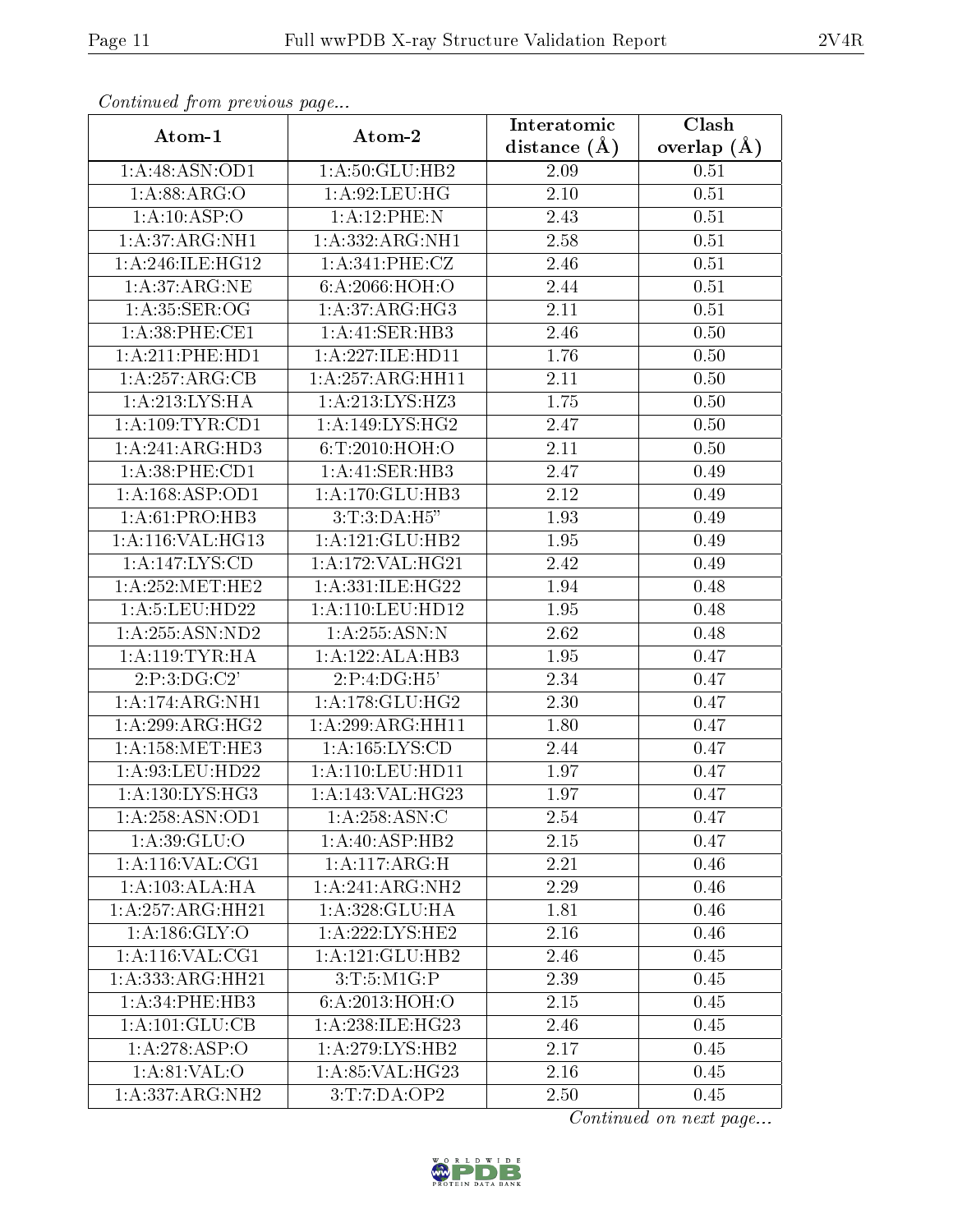*Continued from previous page...*

| Atom-1 | Atom-2 | Interatomic distance (Å) | Clash overlap (Å) |
| --- | --- | --- | --- |
| 1:A:48:ASN:OD1 | 1:A:50:GLU:HB2 | 2.09 | 0.51 |
| 1:A:88:ARG:O | 1:A:92:LEU:HG | 2.10 | 0.51 |
| 1:A:10:ASP:O | 1:A:12:PHE:N | 2.43 | 0.51 |
| 1:A:37:ARG:NH1 | 1:A:332:ARG:NH1 | 2.58 | 0.51 |
| 1:A:246:ILE:HG12 | 1:A:341:PHE:CZ | 2.46 | 0.51 |
| 1:A:37:ARG:NE | 6:A:2066:HOH:O | 2.44 | 0.51 |
| 1:A:35:SER:OG | 1:A:37:ARG:HG3 | 2.11 | 0.51 |
| 1:A:38:PHE:CE1 | 1:A:41:SER:HB3 | 2.46 | 0.50 |
| 1:A:211:PHE:HD1 | 1:A:227:ILE:HD11 | 1.76 | 0.50 |
| 1:A:257:ARG:CB | 1:A:257:ARG:HH11 | 2.11 | 0.50 |
| 1:A:213:LYS:HA | 1:A:213:LYS:HZ3 | 1.75 | 0.50 |
| 1:A:109:TYR:CD1 | 1:A:149:LYS:HG2 | 2.47 | 0.50 |
| 1:A:241:ARG:HD3 | 6:T:2010:HOH:O | 2.11 | 0.50 |
| 1:A:38:PHE:CD1 | 1:A:41:SER:HB3 | 2.47 | 0.49 |
| 1:A:168:ASP:OD1 | 1:A:170:GLU:HB3 | 2.12 | 0.49 |
| 1:A:61:PRO:HB3 | 3:T:3:DA:H5" | 1.93 | 0.49 |
| 1:A:116:VAL:HG13 | 1:A:121:GLU:HB2 | 1.95 | 0.49 |
| 1:A:147:LYS:CD | 1:A:172:VAL:HG21 | 2.42 | 0.49 |
| 1:A:252:MET:HE2 | 1:A:331:ILE:HG22 | 1.94 | 0.48 |
| 1:A:5:LEU:HD22 | 1:A:110:LEU:HD12 | 1.95 | 0.48 |
| 1:A:255:ASN:ND2 | 1:A:255:ASN:N | 2.62 | 0.48 |
| 1:A:119:TYR:HA | 1:A:122:ALA:HB3 | 1.95 | 0.47 |
| 2:P:3:DG:C2' | 2:P:4:DG:H5' | 2.34 | 0.47 |
| 1:A:174:ARG:NH1 | 1:A:178:GLU:HG2 | 2.30 | 0.47 |
| 1:A:299:ARG:HG2 | 1:A:299:ARG:HH11 | 1.80 | 0.47 |
| 1:A:158:MET:HE3 | 1:A:165:LYS:CD | 2.44 | 0.47 |
| 1:A:93:LEU:HD22 | 1:A:110:LEU:HD11 | 1.97 | 0.47 |
| 1:A:130:LYS:HG3 | 1:A:143:VAL:HG23 | 1.97 | 0.47 |
| 1:A:258:ASN:OD1 | 1:A:258:ASN:C | 2.54 | 0.47 |
| 1:A:39:GLU:O | 1:A:40:ASP:HB2 | 2.15 | 0.47 |
| 1:A:116:VAL:CG1 | 1:A:117:ARG:H | 2.21 | 0.46 |
| 1:A:103:ALA:HA | 1:A:241:ARG:NH2 | 2.29 | 0.46 |
| 1:A:257:ARG:HH21 | 1:A:328:GLU:HA | 1.81 | 0.46 |
| 1:A:186:GLY:O | 1:A:222:LYS:HE2 | 2.16 | 0.46 |
| 1:A:116:VAL:CG1 | 1:A:121:GLU:HB2 | 2.46 | 0.45 |
| 1:A:333:ARG:HH21 | 3:T:5:M1G:P | 2.39 | 0.45 |
| 1:A:34:PHE:HB3 | 6:A:2013:HOH:O | 2.15 | 0.45 |
| 1:A:101:GLU:CB | 1:A:238:ILE:HG23 | 2.46 | 0.45 |
| 1:A:278:ASP:O | 1:A:279:LYS:HB2 | 2.17 | 0.45 |
| 1:A:81:VAL:O | 1:A:85:VAL:HG23 | 2.16 | 0.45 |
| 1:A:337:ARG:NH2 | 3:T:7:DA:OP2 | 2.50 | 0.45 |

*Continued on next page...*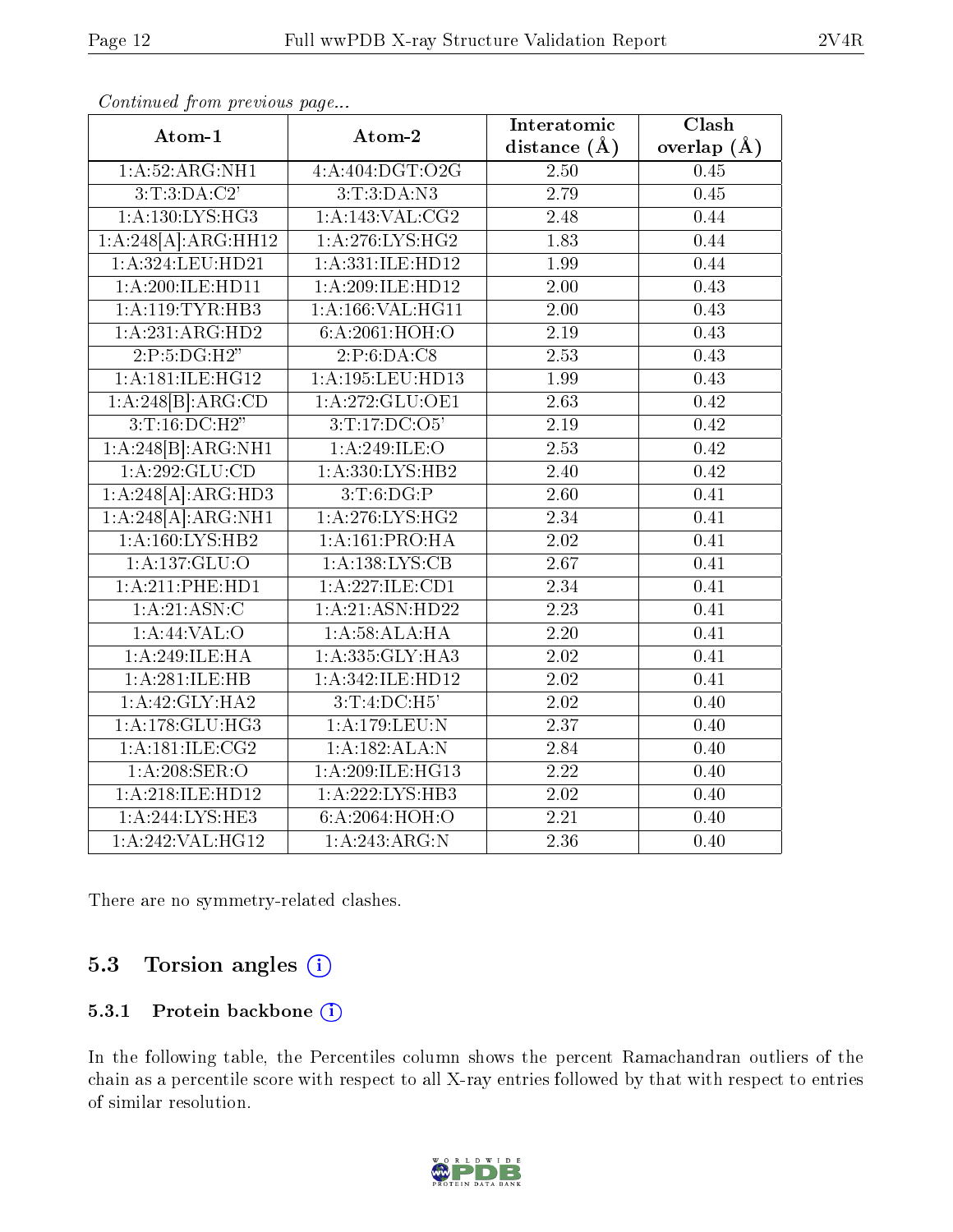*Continued from previous page...*

| Atom-1 | Atom-2 | Interatomic distance (Å) | Clash overlap (Å) |
|---|---|---|---|
| 1:A:52:ARG:NH1 | 4:A:404:DGT:O2G | 2.50 | 0.45 |
| 3:T:3:DA:C2' | 3:T:3:DA:N3 | 2.79 | 0.45 |
| 1:A:130:LYS:HG3 | 1:A:143:VAL:CG2 | 2.48 | 0.44 |
| 1:A:248[A]:ARG:HH12 | 1:A:276:LYS:HG2 | 1.83 | 0.44 |
| 1:A:324:LEU:HD21 | 1:A:331:ILE:HD12 | 1.99 | 0.44 |
| 1:A:200:ILE:HD11 | 1:A:209:ILE:HD12 | 2.00 | 0.43 |
| 1:A:119:TYR:HB3 | 1:A:166:VAL:HG11 | 2.00 | 0.43 |
| 1:A:231:ARG:HD2 | 6:A:2061:HOH:O | 2.19 | 0.43 |
| 2:P:5:DG:H2" | 2:P:6:DA:C8 | 2.53 | 0.43 |
| 1:A:181:ILE:HG12 | 1:A:195:LEU:HD13 | 1.99 | 0.43 |
| 1:A:248[B]:ARG:CD | 1:A:272:GLU:OE1 | 2.63 | 0.42 |
| 3:T:16:DC:H2" | 3:T:17:DC:O5' | 2.19 | 0.42 |
| 1:A:248[B]:ARG:NH1 | 1:A:249:ILE:O | 2.53 | 0.42 |
| 1:A:292:GLU:CD | 1:A:330:LYS:HB2 | 2.40 | 0.42 |
| 1:A:248[A]:ARG:HD3 | 3:T:6:DG:P | 2.60 | 0.41 |
| 1:A:248[A]:ARG:NH1 | 1:A:276:LYS:HG2 | 2.34 | 0.41 |
| 1:A:160:LYS:HB2 | 1:A:161:PRO:HA | 2.02 | 0.41 |
| 1:A:137:GLU:O | 1:A:138:LYS:CB | 2.67 | 0.41 |
| 1:A:211:PHE:HD1 | 1:A:227:ILE:CD1 | 2.34 | 0.41 |
| 1:A:21:ASN:C | 1:A:21:ASN:HD22 | 2.23 | 0.41 |
| 1:A:44:VAL:O | 1:A:58:ALA:HA | 2.20 | 0.41 |
| 1:A:249:ILE:HA | 1:A:335:GLY:HA3 | 2.02 | 0.41 |
| 1:A:281:ILE:HB | 1:A:342:ILE:HD12 | 2.02 | 0.41 |
| 1:A:42:GLY:HA2 | 3:T:4:DC:H5' | 2.02 | 0.40 |
| 1:A:178:GLU:HG3 | 1:A:179:LEU:N | 2.37 | 0.40 |
| 1:A:181:ILE:CG2 | 1:A:182:ALA:N | 2.84 | 0.40 |
| 1:A:208:SER:O | 1:A:209:ILE:HG13 | 2.22 | 0.40 |
| 1:A:218:ILE:HD12 | 1:A:222:LYS:HB3 | 2.02 | 0.40 |
| 1:A:244:LYS:HE3 | 6:A:2064:HOH:O | 2.21 | 0.40 |
| 1:A:242:VAL:HG12 | 1:A:243:ARG:N | 2.36 | 0.40 |

There are no symmetry-related clashes.

## 5.3 Torsion angles

### 5.3.1 Protein backbone

In the following table, the Percentiles column shows the percent Ramachandran outliers of the chain as a percentile score with respect to all X-ray entries followed by that with respect to entries of similar resolution.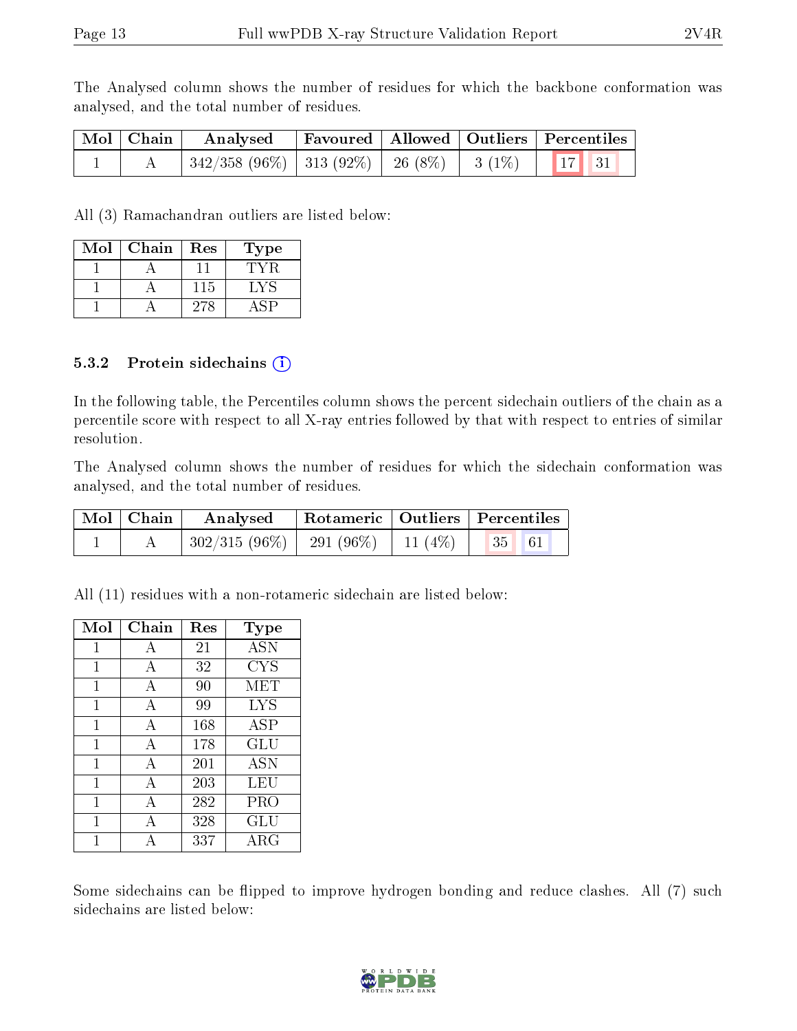The Analysed column shows the number of residues for which the backbone conformation was analysed, and the total number of residues.

| Mol | Chain | Analysed | Favoured | Allowed | Outliers | Percentiles | |
|---|---|---|---|---|---|---|---|
| 1 | A | 342/358 (96%) | 313 (92%) | 26 (8%) | 3 (1%) | 17 | 31 |

All (3) Ramachandran outliers are listed below:

| Mol | Chain | Res | Type |
|---|---|---|---|
| 1 | A | 11 | TYR |
| 1 | A | 115 | LYS |
| 1 | A | 278 | ASP |

### 5.3.2 Protein sidechains

In the following table, the Percentiles column shows the percent sidechain outliers of the chain as a percentile score with respect to all X-ray entries followed by that with respect to entries of similar resolution.

The Analysed column shows the number of residues for which the sidechain conformation was analysed, and the total number of residues.

| Mol | Chain | Analysed | Rotameric | Outliers | Percentiles | |
|---|---|---|---|---|---|---|
| 1 | A | 302/315 (96%) | 291 (96%) | 11 (4%) | 35 | 61 |

All (11) residues with a non-rotameric sidechain are listed below:

| Mol | Chain | Res | Type |
|---|---|---|---|
| 1 | A | 21 | ASN |
| 1 | A | 32 | CYS |
| 1 | A | 90 | MET |
| 1 | A | 99 | LYS |
| 1 | A | 168 | ASP |
| 1 | A | 178 | GLU |
| 1 | A | 201 | ASN |
| 1 | A | 203 | LEU |
| 1 | A | 282 | PRO |
| 1 | A | 328 | GLU |
| 1 | A | 337 | ARG |

Some sidechains can be flipped to improve hydrogen bonding and reduce clashes. All (7) such sidechains are listed below: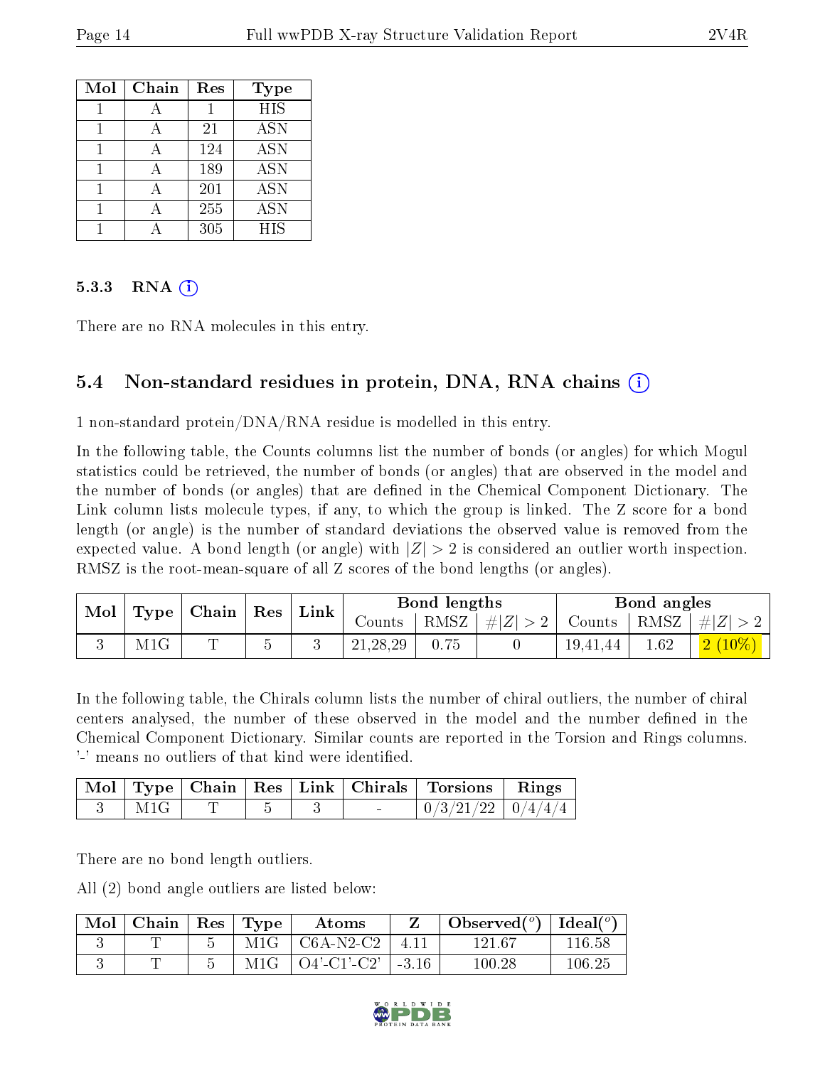| Mol | Chain | Res | Type |
|---|---|---|---|
| 1 | A | 1 | HIS |
| 1 | A | 21 | ASN |
| 1 | A | 124 | ASN |
| 1 | A | 189 | ASN |
| 1 | A | 201 | ASN |
| 1 | A | 255 | ASN |
| 1 | A | 305 | HIS |

### 5.3.3 RNA (i)

There are no RNA molecules in this entry.

## 5.4 Non-standard residues in protein, DNA, RNA chains (i)

1 non-standard protein/DNA/RNA residue is modelled in this entry.

In the following table, the Counts columns list the number of bonds (or angles) for which Mogul statistics could be retrieved, the number of bonds (or angles) that are observed in the model and the number of bonds (or angles) that are defined in the Chemical Component Dictionary. The Link column lists molecule types, if any, to which the group is linked. The Z score for a bond length (or angle) is the number of standard deviations the observed value is removed from the expected value. A bond length (or angle) with $|Z| > 2$ is considered an outlier worth inspection. RMSZ is the root-mean-square of all Z scores of the bond lengths (or angles).

| Mol | Type | Chain | Res | Link | Bond lengths | | | Bond angles | | |
|---|---|---|---|---|---|---|---|---|---|---|
| | | | | | Counts | RMSZ | $\#\|Z\| > 2$ | Counts | RMSZ | $\#\|Z\| > 2$ |
| 3 | M1G | T | 5 | 3 | 21,28,29 | 0.75 | 0 | 19,41,44 | 1.62 | 2 (10%) |

In the following table, the Chirals column lists the number of chiral outliers, the number of chiral centers analysed, the number of these observed in the model and the number defined in the Chemical Component Dictionary. Similar counts are reported in the Torsion and Rings columns. '-' means no outliers of that kind were identified.

| Mol | Type | Chain | Res | Link | Chirals | Torsions | Rings |
|---|---|---|---|---|---|---|---|
| 3 | M1G | T | 5 | 3 | - | 0/3/21/22 | 0/4/4/4 |

There are no bond length outliers.

All (2) bond angle outliers are listed below:

| Mol | Chain | Res | Type | Atoms | Z | Observed($^o$) | Ideal($^o$) |
|---|---|---|---|---|---|---|---|
| 3 | T | 5 | M1G | C6A-N2-C2 | 4.11 | 121.67 | 116.58 |
| 3 | T | 5 | M1G | O4'-C1'-C2' | -3.16 | 100.28 | 106.25 |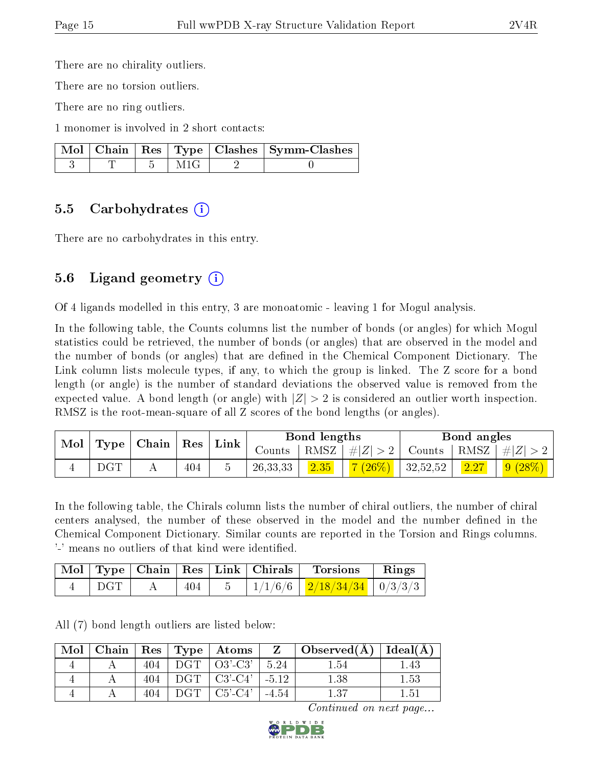There are no chirality outliers.

There are no torsion outliers.

There are no ring outliers.

1 monomer is involved in 2 short contacts:

| Mol | Chain | Res | Type | Clashes | Symm-Clashes |
|---|---|---|---|---|---|
| 3 | T | 5 | M1G | 2 | 0 |

## 5.5 Carbohydrates (i)

There are no carbohydrates in this entry.

## 5.6 Ligand geometry (i)

Of 4 ligands modelled in this entry, 3 are monoatomic - leaving 1 for Mogul analysis.

In the following table, the Counts columns list the number of bonds (or angles) for which Mogul statistics could be retrieved, the number of bonds (or angles) that are observed in the model and the number of bonds (or angles) that are defined in the Chemical Component Dictionary. The Link column lists molecule types, if any, to which the group is linked. The Z score for a bond length (or angle) is the number of standard deviations the observed value is removed from the expected value. A bond length (or angle) with $|Z| > 2$ is considered an outlier worth inspection. RMSZ is the root-mean-square of all Z scores of the bond lengths (or angles).

| Mol | Type | Chain | Res | Link | Bond lengths | | | Bond angles | | |
|---|---|---|---|---|---|---|---|---|---|---|
| | | | | | Counts | RMSZ | $\#\|Z\| > 2$ | Counts | RMSZ | $\#\|Z\| > 2$ |
| 4 | DGT | A | 404 | 5 | 26,33,33 | 2.35 | 7 (26%) | 32,52,52 | 2.27 | 9 (28%) |

In the following table, the Chirals column lists the number of chiral outliers, the number of chiral centers analysed, the number of these observed in the model and the number defined in the Chemical Component Dictionary. Similar counts are reported in the Torsion and Rings columns. '-' means no outliers of that kind were identified.

| Mol | Type | Chain | Res | Link | Chirals | Torsions | Rings |
|---|---|---|---|---|---|---|---|
| 4 | DGT | A | 404 | 5 | 1/1/6/6 | 2/18/34/34 | 0/3/3/3 |

All (7) bond length outliers are listed below:

| Mol | Chain | Res | Type | Atoms | Z | Observed(Å) | Ideal(Å) |
|---|---|---|---|---|---|---|---|
| 4 | A | 404 | DGT | O3'-C3' | 5.24 | 1.54 | 1.43 |
| 4 | A | 404 | DGT | C3'-C4' | -5.12 | 1.38 | 1.53 |
| 4 | A | 404 | DGT | C5'-C4' | -4.54 | 1.37 | 1.51 |

*Continued on next page...*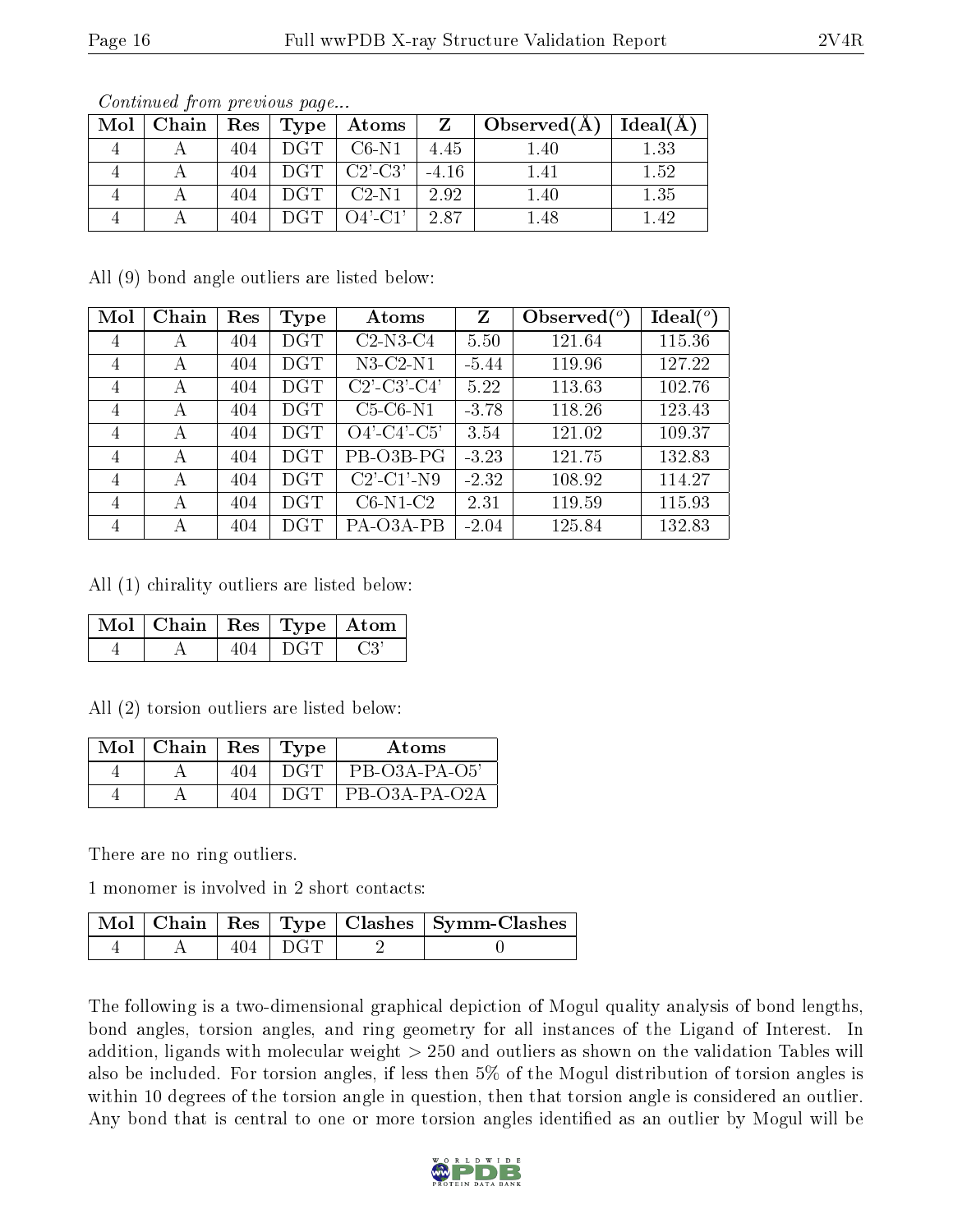*Continued from previous page...*

| Mol | Chain | Res | Type | Atoms | Z | Observed(Å) | Ideal(Å) |
|---|---|---|---|---|---|---|---|
| 4 | A | 404 | DGT | C6-N1 | 4.45 | 1.40 | 1.33 |
| 4 | A | 404 | DGT | C2'-C3' | -4.16 | 1.41 | 1.52 |
| 4 | A | 404 | DGT | C2-N1 | 2.92 | 1.40 | 1.35 |
| 4 | A | 404 | DGT | O4'-C1' | 2.87 | 1.48 | 1.42 |

All (9) bond angle outliers are listed below:

| Mol | Chain | Res | Type | Atoms | Z | Observed(°) | Ideal(°) |
|---|---|---|---|---|---|---|---|
| 4 | A | 404 | DGT | C2-N3-C4 | 5.50 | 121.64 | 115.36 |
| 4 | A | 404 | DGT | N3-C2-N1 | -5.44 | 119.96 | 127.22 |
| 4 | A | 404 | DGT | C2'-C3'-C4' | 5.22 | 113.63 | 102.76 |
| 4 | A | 404 | DGT | C5-C6-N1 | -3.78 | 118.26 | 123.43 |
| 4 | A | 404 | DGT | O4'-C4'-C5' | 3.54 | 121.02 | 109.37 |
| 4 | A | 404 | DGT | PB-O3B-PG | -3.23 | 121.75 | 132.83 |
| 4 | A | 404 | DGT | C2'-C1'-N9 | -2.32 | 108.92 | 114.27 |
| 4 | A | 404 | DGT | C6-N1-C2 | 2.31 | 119.59 | 115.93 |
| 4 | A | 404 | DGT | PA-O3A-PB | -2.04 | 125.84 | 132.83 |

All (1) chirality outliers are listed below:

| Mol | Chain | Res | Type | Atom |
|---|---|---|---|---|
| 4 | A | 404 | DGT | C3' |

All (2) torsion outliers are listed below:

| Mol | Chain | Res | Type | Atoms |
|---|---|---|---|---|
| 4 | A | 404 | DGT | PB-O3A-PA-O5' |
| 4 | A | 404 | DGT | PB-O3A-PA-O2A |

There are no ring outliers.

1 monomer is involved in 2 short contacts:

| Mol | Chain | Res | Type | Clashes | Symm-Clashes |
|---|---|---|---|---|---|
| 4 | A | 404 | DGT | 2 | 0 |

The following is a two-dimensional graphical depiction of Mogul quality analysis of bond lengths, bond angles, torsion angles, and ring geometry for all instances of the Ligand of Interest. In addition, ligands with molecular weight > 250 and outliers as shown on the validation Tables will also be included. For torsion angles, if less then 5% of the Mogul distribution of torsion angles is within 10 degrees of the torsion angle in question, then that torsion angle is considered an outlier. Any bond that is central to one or more torsion angles identified as an outlier by Mogul will be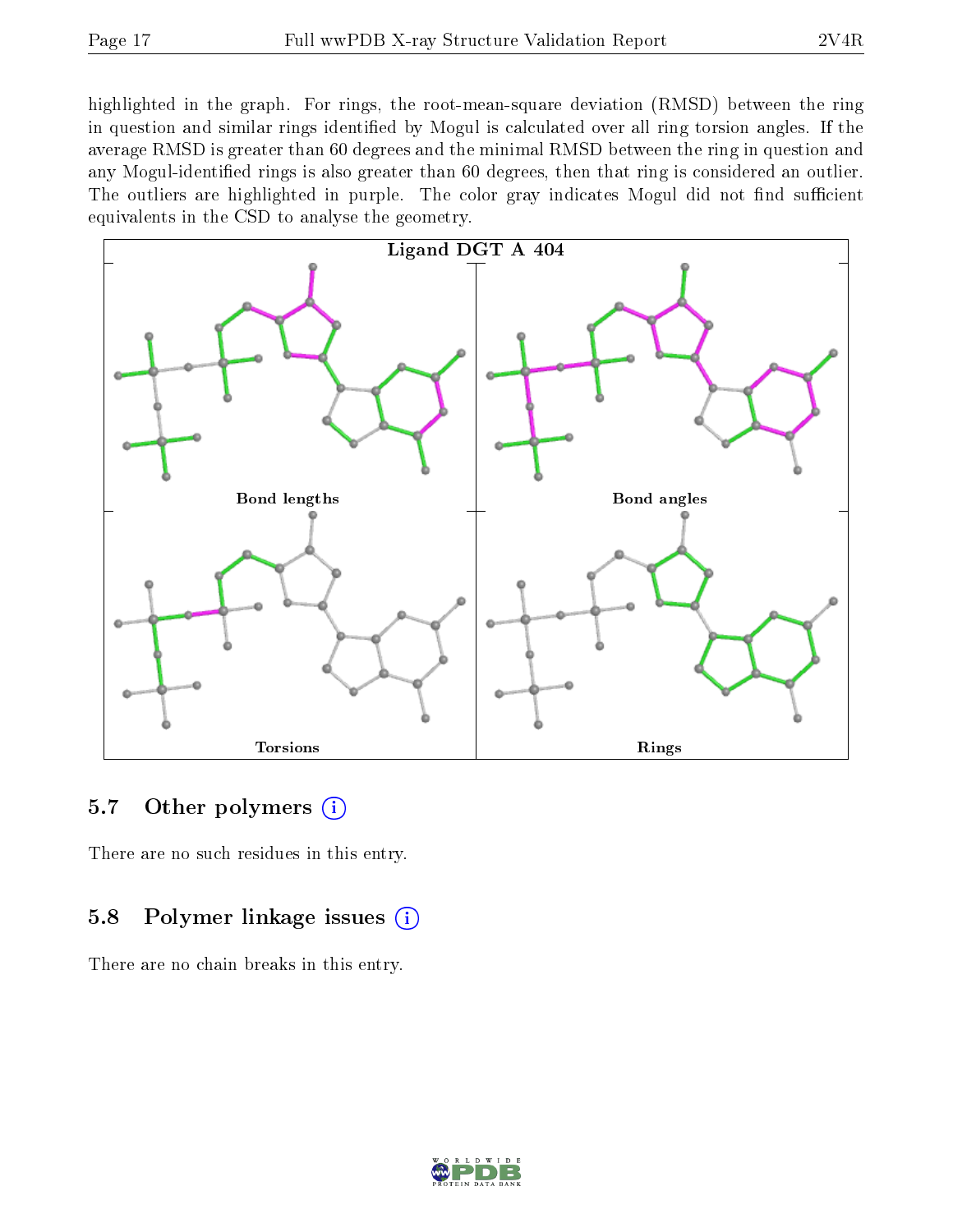highlighted in the graph. For rings, the root-mean-square deviation (RMSD) between the ring in question and similar rings identified by Mogul is calculated over all ring torsion angles. If the average RMSD is greater than 60 degrees and the minimal RMSD between the ring in question and any Mogul-identified rings is also greater than 60 degrees, then that ring is considered an outlier. The outliers are highlighted in purple. The color gray indicates Mogul did not find sufficient equivalents in the CSD to analyse the geometry.

Ligand DGT A 404

Bond lengths

Bond angles

Torsions

Rings

## 5.7 Other polymers

There are no such residues in this entry.

## 5.8 Polymer linkage issues

There are no chain breaks in this entry.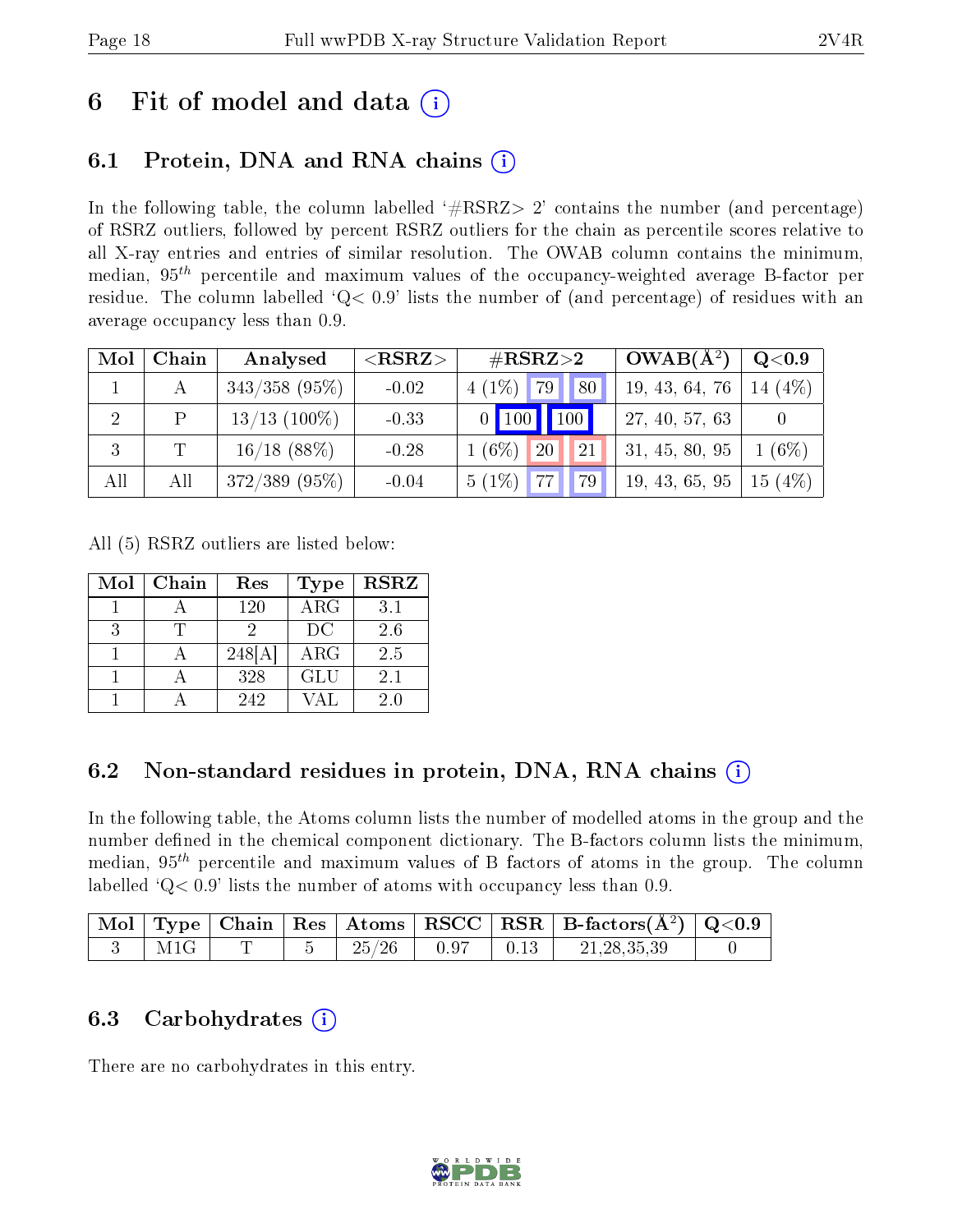# 6 Fit of model and data (i)

## 6.1 Protein, DNA and RNA chains (i)

In the following table, the column labelled '#RSRZ> 2' contains the number (and percentage) of RSRZ outliers, followed by percent RSRZ outliers for the chain as percentile scores relative to all X-ray entries and entries of similar resolution. The OWAB column contains the minimum, median, $95^{th}$ percentile and maximum values of the occupancy-weighted average B-factor per residue. The column labelled 'Q< 0.9' lists the number of (and percentage) of residues with an average occupancy less than 0.9.

| Mol | Chain | Analysed | <RSRZ> | #RSRZ>2 | | | OWAB(Å$^2$) | Q<0.9 |
|---|---|---|---|---|---|---|---|---|
| 1 | A | 343/358 (95%) | -0.02 | 4 (1%) | 79 | 80 | 19, 43, 64, 76 | 14 (4%) |
| 2 | P | 13/13 (100%) | -0.33 | 0 | 100 | 100 | 27, 40, 57, 63 | 0 |
| 3 | T | 16/18 (88%) | -0.28 | 1 (6%) | 20 | 21 | 31, 45, 80, 95 | 1 (6%) |
| All | All | 372/389 (95%) | -0.04 | 5 (1%) | 77 | 79 | 19, 43, 65, 95 | 15 (4%) |

All (5) RSRZ outliers are listed below:

| Mol | Chain | Res | Type | RSRZ |
|---|---|---|---|---|
| 1 | A | 120 | ARG | 3.1 |
| 3 | T | 2 | DC | 2.6 |
| 1 | A | 248[A] | ARG | 2.5 |
| 1 | A | 328 | GLU | 2.1 |
| 1 | A | 242 | VAL | 2.0 |

## 6.2 Non-standard residues in protein, DNA, RNA chains (i)

In the following table, the Atoms column lists the number of modelled atoms in the group and the number defined in the chemical component dictionary. The B-factors column lists the minimum, median, $95^{th}$ percentile and maximum values of B factors of atoms in the group. The column labelled 'Q< 0.9' lists the number of atoms with occupancy less than 0.9.

| Mol | Type | Chain | Res | Atoms | RSCC | RSR | B-factors(Å$^2$) | Q<0.9 |
|---|---|---|---|---|---|---|---|---|
| 3 | M1G | T | 5 | 25/26 | 0.97 | 0.13 | 21,28,35,39 | 0 |

## 6.3 Carbohydrates (i)

There are no carbohydrates in this entry.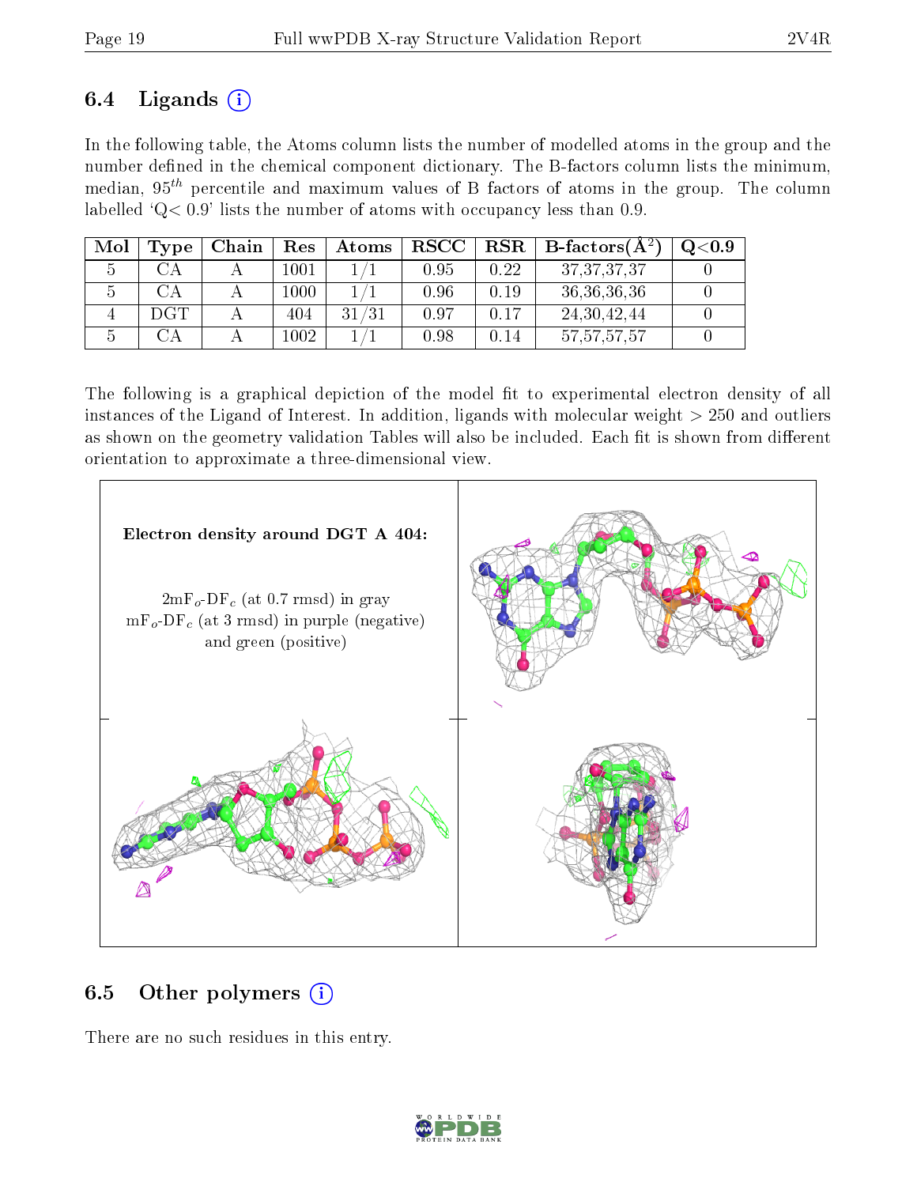## 6.4 Ligands (i)

In the following table, the Atoms column lists the number of modelled atoms in the group and the number defined in the chemical component dictionary. The B-factors column lists the minimum, median, $95^{th}$ percentile and maximum values of B factors of atoms in the group. The column labelled 'Q< 0.9' lists the number of atoms with occupancy less than 0.9.

| Mol | Type | Chain | Res | Atoms | RSCC | RSR | B-factors(Å²) | Q<0.9 |
|---|---|---|---|---|---|---|---|---|
| 5 | CA | A | 1001 | 1/1 | 0.95 | 0.22 | 37,37,37,37 | 0 |
| 5 | CA | A | 1000 | 1/1 | 0.96 | 0.19 | 36,36,36,36 | 0 |
| 4 | DGT | A | 404 | 31/31 | 0.97 | 0.17 | 24,30,42,44 | 0 |
| 5 | CA | A | 1002 | 1/1 | 0.98 | 0.14 | 57,57,57,57 | 0 |

The following is a graphical depiction of the model fit to experimental electron density of all instances of the Ligand of Interest. In addition, ligands with molecular weight > 250 and outliers as shown on the geometry validation Tables will also be included. Each fit is shown from different orientation to approximate a three-dimensional view.

**Electron density around DGT A 404:**

$2mF_o$-$DF_c$ (at 0.7 rmsd) in gray
$mF_o$-$DF_c$ (at 3 rmsd) in purple (negative) and green (positive)

## 6.5 Other polymers (i)

There are no such residues in this entry.